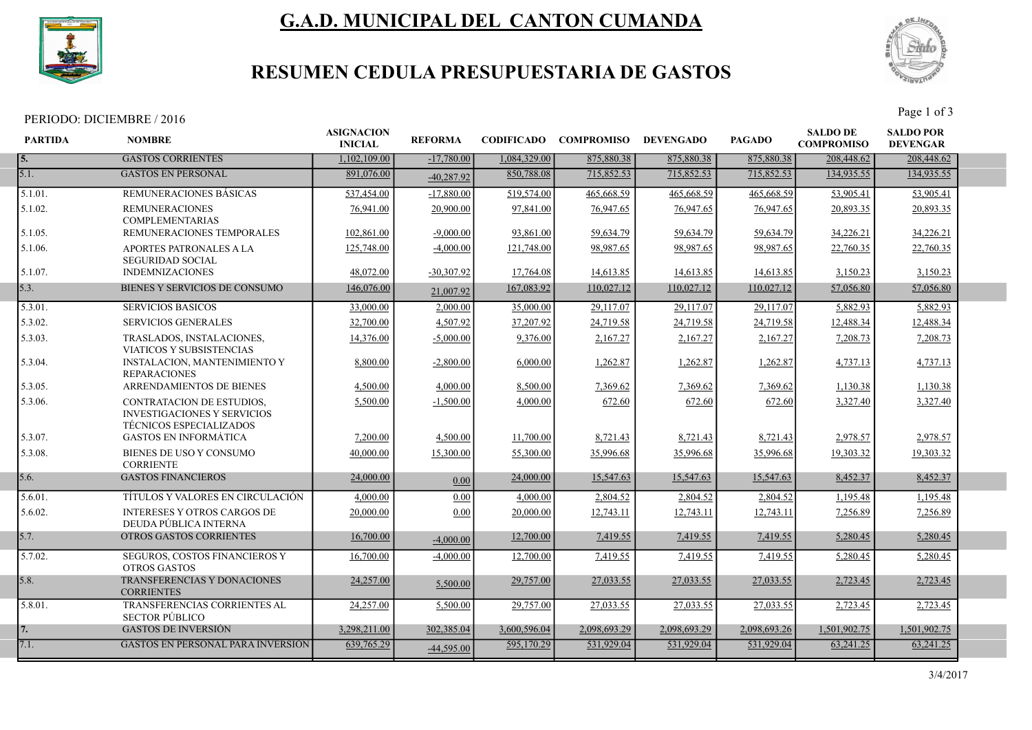# G.A.D. MUNICIPAL DEL CANTON CUMANDA

## RESUMEN CEDULA PRESUPUESTARIA DE GASTOS

PERIODO: DICIEMBRE / 2016

| PARTIDA | NOMBRE | ASIGNACION INICIAL | REFORMA | CODIFICADO | COMPROMISO | DEVENGADO | PAGADO | SALDO DE COMPROMISO | SALDO POR DEVENGAR |
|---|---|---|---|---|---|---|---|---|---|
| 5. | GASTOS CORRIENTES | 1,102,109.00 | -17,780.00 | 1,084,329.00 | 875,880.38 | 875,880.38 | 875,880.38 | 208,448.62 | 208,448.62 |
| 5.1. | GASTOS EN PERSONAL | 891,076.00 | -40,287.92 | 850,788.08 | 715,852.53 | 715,852.53 | 715,852.53 | 134,935.55 | 134,935.55 |
| 5.1.01. | REMUNERACIONES BÁSICAS | 537,454.00 | -17,880.00 | 519,574.00 | 465,668.59 | 465,668.59 | 465,668.59 | 53,905.41 | 53,905.41 |
| 5.1.02. | REMUNERACIONES COMPLEMENTARIAS | 76,941.00 | 20,900.00 | 97,841.00 | 76,947.65 | 76,947.65 | 76,947.65 | 20,893.35 | 20,893.35 |
| 5.1.05. | REMUNERACIONES TEMPORALES | 102,861.00 | -9,000.00 | 93,861.00 | 59,634.79 | 59,634.79 | 59,634.79 | 34,226.21 | 34,226.21 |
| 5.1.06. | APORTES PATRONALES A LA SEGURIDAD SOCIAL | 125,748.00 | -4,000.00 | 121,748.00 | 98,987.65 | 98,987.65 | 98,987.65 | 22,760.35 | 22,760.35 |
| 5.1.07. | INDEMNIZACIONES | 48,072.00 | -30,307.92 | 17,764.08 | 14,613.85 | 14,613.85 | 14,613.85 | 3,150.23 | 3,150.23 |
| 5.3. | BIENES Y SERVICIOS DE CONSUMO | 146,076.00 | 21,007.92 | 167,083.92 | 110,027.12 | 110,027.12 | 110,027.12 | 57,056.80 | 57,056.80 |
| 5.3.01. | SERVICIOS BASICOS | 33,000.00 | 2,000.00 | 35,000.00 | 29,117.07 | 29,117.07 | 29,117.07 | 5,882.93 | 5,882.93 |
| 5.3.02. | SERVICIOS GENERALES | 32,700.00 | 4,507.92 | 37,207.92 | 24,719.58 | 24,719.58 | 24,719.58 | 12,488.34 | 12,488.34 |
| 5.3.03. | TRASLADOS, INSTALACIONES, VIATICOS Y SUBSISTENCIAS | 14,376.00 | -5,000.00 | 9,376.00 | 2,167.27 | 2,167.27 | 2,167.27 | 7,208.73 | 7,208.73 |
| 5.3.04. | INSTALACION, MANTENIMIENTO Y REPARACIONES | 8,800.00 | -2,800.00 | 6,000.00 | 1,262.87 | 1,262.87 | 1,262.87 | 4,737.13 | 4,737.13 |
| 5.3.05. | ARRENDAMIENTOS DE BIENES | 4,500.00 | 4,000.00 | 8,500.00 | 7,369.62 | 7,369.62 | 7,369.62 | 1,130.38 | 1,130.38 |
| 5.3.06. | CONTRATACION DE ESTUDIOS, INVESTIGACIONES Y SERVICIOS TÉCNICOS ESPECIALIZADOS | 5,500.00 | -1,500.00 | 4,000.00 | 672.60 | 672.60 | 672.60 | 3,327.40 | 3,327.40 |
| 5.3.07. | GASTOS EN INFORMÁTICA | 7,200.00 | 4,500.00 | 11,700.00 | 8,721.43 | 8,721.43 | 8,721.43 | 2,978.57 | 2,978.57 |
| 5.3.08. | BIENES DE USO Y CONSUMO CORRIENTE | 40,000.00 | 15,300.00 | 55,300.00 | 35,996.68 | 35,996.68 | 35,996.68 | 19,303.32 | 19,303.32 |
| 5.6. | GASTOS FINANCIEROS | 24,000.00 | 0.00 | 24,000.00 | 15,547.63 | 15,547.63 | 15,547.63 | 8,452.37 | 8,452.37 |
| 5.6.01. | TÍTULOS Y VALORES EN CIRCULACIÓN | 4,000.00 | 0.00 | 4,000.00 | 2,804.52 | 2,804.52 | 2,804.52 | 1,195.48 | 1,195.48 |
| 5.6.02. | INTERESES Y OTROS CARGOS DE DEUDA PÚBLICA INTERNA | 20,000.00 | 0.00 | 20,000.00 | 12,743.11 | 12,743.11 | 12,743.11 | 7,256.89 | 7,256.89 |
| 5.7. | OTROS GASTOS CORRIENTES | 16,700.00 | -4,000.00 | 12,700.00 | 7,419.55 | 7,419.55 | 7,419.55 | 5,280.45 | 5,280.45 |
| 5.7.02. | SEGUROS, COSTOS FINANCIEROS Y OTROS GASTOS | 16,700.00 | -4,000.00 | 12,700.00 | 7,419.55 | 7,419.55 | 7,419.55 | 5,280.45 | 5,280.45 |
| 5.8. | TRANSFERENCIAS Y DONACIONES CORRIENTES | 24,257.00 | 5,500.00 | 29,757.00 | 27,033.55 | 27,033.55 | 27,033.55 | 2,723.45 | 2,723.45 |
| 5.8.01. | TRANSFERENCIAS CORRIENTES AL SECTOR PÚBLICO | 24,257.00 | 5,500.00 | 29,757.00 | 27,033.55 | 27,033.55 | 27,033.55 | 2,723.45 | 2,723.45 |
| 7. | GASTOS DE INVERSIÓN | 3,298,211.00 | 302,385.04 | 3,600,596.04 | 2,098,693.29 | 2,098,693.29 | 2,098,693.26 | 1,501,902.75 | 1,501,902.75 |
| 7.1. | GASTOS EN PERSONAL PARA INVERSION | 639,765.29 | -44,595.00 | 595,170.29 | 531,929.04 | 531,929.04 | 531,929.04 | 63,241.25 | 63,241.25 |

3/4/2017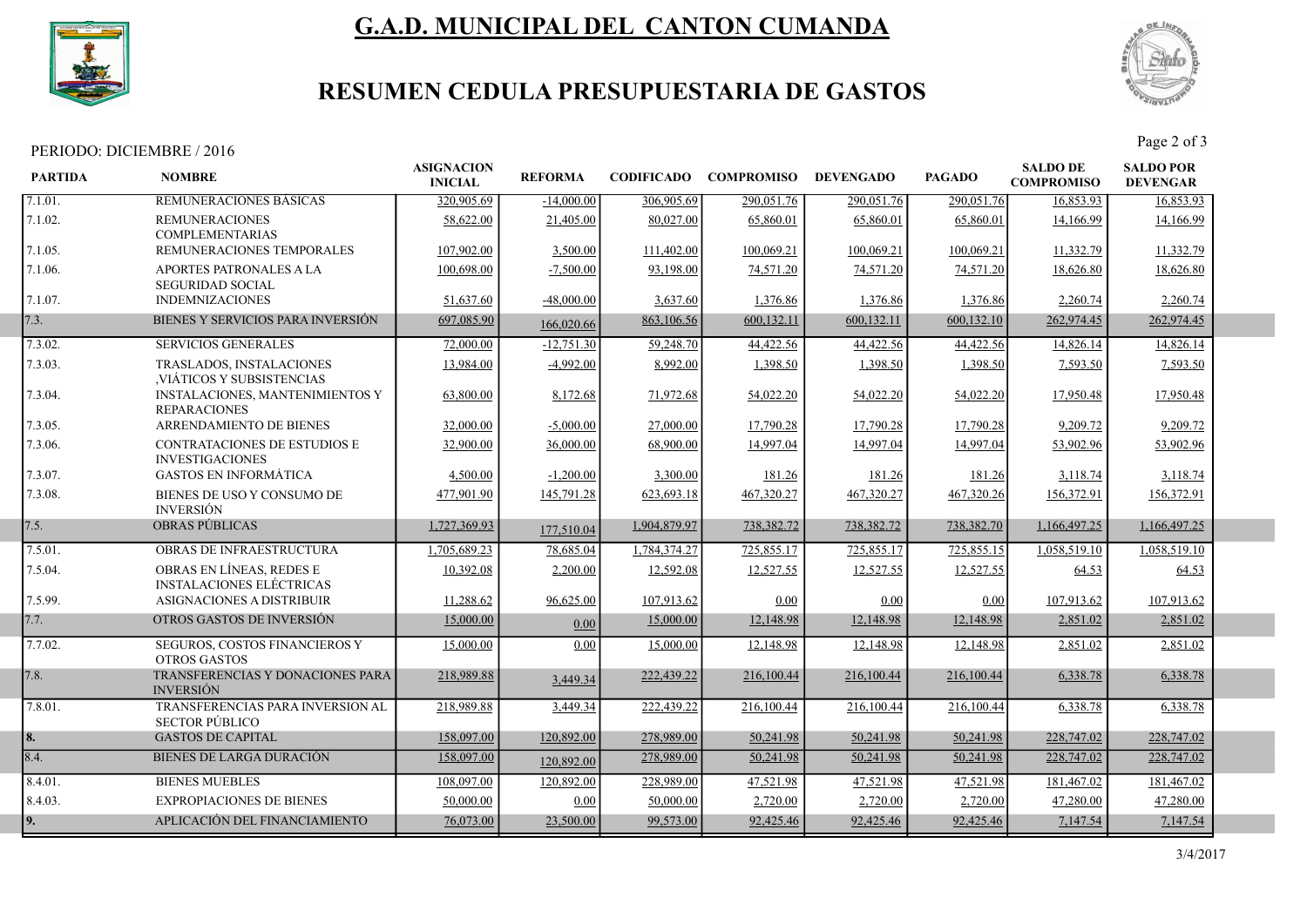# G.A.D. MUNICIPAL DEL CANTON CUMANDA

## RESUMEN CEDULA PRESUPUESTARIA DE GASTOS

PERIODO: DICIEMBRE / 2016

| PARTIDA | NOMBRE | ASIGNACION INICIAL | REFORMA | CODIFICADO | COMPROMISO | DEVENGADO | PAGADO | SALDO DE COMPROMISO | SALDO POR DEVENGAR |
|---|---|---|---|---|---|---|---|---|---|
| 7.1.01. | REMUNERACIONES BÁSICAS | 320,905.69 | -14,000.00 | 306,905.69 | 290,051.76 | 290,051.76 | 290,051.76 | 16,853.93 | 16,853.93 |
| 7.1.02. | REMUNERACIONES COMPLEMENTARIAS | 58,622.00 | 21,405.00 | 80,027.00 | 65,860.01 | 65,860.01 | 65,860.01 | 14,166.99 | 14,166.99 |
| 7.1.05. | REMUNERACIONES TEMPORALES | 107,902.00 | 3,500.00 | 111,402.00 | 100,069.21 | 100,069.21 | 100,069.21 | 11,332.79 | 11,332.79 |
| 7.1.06. | APORTES PATRONALES A LA SEGURIDAD SOCIAL | 100,698.00 | -7,500.00 | 93,198.00 | 74,571.20 | 74,571.20 | 74,571.20 | 18,626.80 | 18,626.80 |
| 7.1.07. | INDEMNIZACIONES | 51,637.60 | -48,000.00 | 3,637.60 | 1,376.86 | 1,376.86 | 1,376.86 | 2,260.74 | 2,260.74 |
| 7.3. | BIENES Y SERVICIOS PARA INVERSIÓN | 697,085.90 | 166,020.66 | 863,106.56 | 600,132.11 | 600,132.11 | 600,132.10 | 262,974.45 | 262,974.45 |
| 7.3.02. | SERVICIOS GENERALES | 72,000.00 | -12,751.30 | 59,248.70 | 44,422.56 | 44,422.56 | 44,422.56 | 14,826.14 | 14,826.14 |
| 7.3.03. | TRASLADOS, INSTALACIONES ,VIÁTICOS Y SUBSISTENCIAS | 13,984.00 | -4,992.00 | 8,992.00 | 1,398.50 | 1,398.50 | 1,398.50 | 7,593.50 | 7,593.50 |
| 7.3.04. | INSTALACIONES, MANTENIMIENTOS Y REPARACIONES | 63,800.00 | 8,172.68 | 71,972.68 | 54,022.20 | 54,022.20 | 54,022.20 | 17,950.48 | 17,950.48 |
| 7.3.05. | ARRENDAMIENTO DE BIENES | 32,000.00 | -5,000.00 | 27,000.00 | 17,790.28 | 17,790.28 | 17,790.28 | 9,209.72 | 9,209.72 |
| 7.3.06. | CONTRATACIONES DE ESTUDIOS E INVESTIGACIONES | 32,900.00 | 36,000.00 | 68,900.00 | 14,997.04 | 14,997.04 | 14,997.04 | 53,902.96 | 53,902.96 |
| 7.3.07. | GASTOS EN INFORMÁTICA | 4,500.00 | -1,200.00 | 3,300.00 | 181.26 | 181.26 | 181.26 | 3,118.74 | 3,118.74 |
| 7.3.08. | BIENES DE USO Y CONSUMO DE INVERSIÓN | 477,901.90 | 145,791.28 | 623,693.18 | 467,320.27 | 467,320.27 | 467,320.26 | 156,372.91 | 156,372.91 |
| 7.5. | OBRAS PÚBLICAS | 1,727,369.93 | 177,510.04 | 1,904,879.97 | 738,382.72 | 738,382.72 | 738,382.70 | 1,166,497.25 | 1,166,497.25 |
| 7.5.01. | OBRAS DE INFRAESTRUCTURA | 1,705,689.23 | 78,685.04 | 1,784,374.27 | 725,855.17 | 725,855.17 | 725,855.15 | 1,058,519.10 | 1,058,519.10 |
| 7.5.04. | OBRAS EN LÍNEAS, REDES E INSTALACIONES ELÉCTRICAS | 10,392.08 | 2,200.00 | 12,592.08 | 12,527.55 | 12,527.55 | 12,527.55 | 64.53 | 64.53 |
| 7.5.99. | ASIGNACIONES A DISTRIBUIR | 11,288.62 | 96,625.00 | 107,913.62 | 0.00 | 0.00 | 0.00 | 107,913.62 | 107,913.62 |
| 7.7. | OTROS GASTOS DE INVERSIÓN | 15,000.00 | 0.00 | 15,000.00 | 12,148.98 | 12,148.98 | 12,148.98 | 2,851.02 | 2,851.02 |
| 7.7.02. | SEGUROS, COSTOS FINANCIEROS Y OTROS GASTOS | 15,000.00 | 0.00 | 15,000.00 | 12,148.98 | 12,148.98 | 12,148.98 | 2,851.02 | 2,851.02 |
| 7.8. | TRANSFERENCIAS Y DONACIONES PARA INVERSIÓN | 218,989.88 | 3,449.34 | 222,439.22 | 216,100.44 | 216,100.44 | 216,100.44 | 6,338.78 | 6,338.78 |
| 7.8.01. | TRANSFERENCIAS PARA INVERSION AL SECTOR PÚBLICO | 218,989.88 | 3,449.34 | 222,439.22 | 216,100.44 | 216,100.44 | 216,100.44 | 6,338.78 | 6,338.78 |
| 8. | GASTOS DE CAPITAL | 158,097.00 | 120,892.00 | 278,989.00 | 50,241.98 | 50,241.98 | 50,241.98 | 228,747.02 | 228,747.02 |
| 8.4. | BIENES DE LARGA DURACIÓN | 158,097.00 | 120,892.00 | 278,989.00 | 50,241.98 | 50,241.98 | 50,241.98 | 228,747.02 | 228,747.02 |
| 8.4.01. | BIENES MUEBLES | 108,097.00 | 120,892.00 | 228,989.00 | 47,521.98 | 47,521.98 | 47,521.98 | 181,467.02 | 181,467.02 |
| 8.4.03. | EXPROPIACIONES DE BIENES | 50,000.00 | 0.00 | 50,000.00 | 2,720.00 | 2,720.00 | 2,720.00 | 47,280.00 | 47,280.00 |
| 9. | APLICACIÓN DEL FINANCIAMIENTO | 76,073.00 | 23,500.00 | 99,573.00 | 92,425.46 | 92,425.46 | 92,425.46 | 7,147.54 | 7,147.54 |

3/4/2017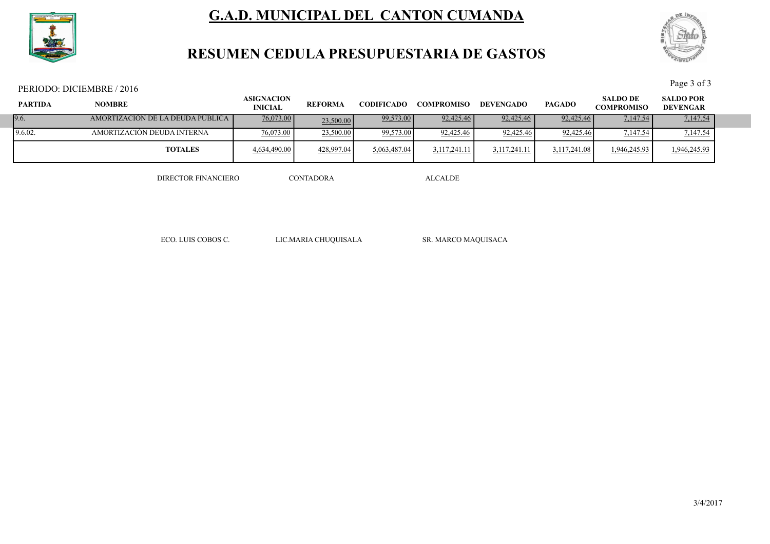# G.A.D. MUNICIPAL DEL CANTON CUMANDA

## RESUMEN CEDULA PRESUPUESTARIA DE GASTOS

PERIODO: DICIEMBRE / 2016

| PARTIDA | NOMBRE | ASIGNACION INICIAL | REFORMA | CODIFICADO | COMPROMISO | DEVENGADO | PAGADO | SALDO DE COMPROMISO | SALDO POR DEVENGAR |
|---|---|---|---|---|---|---|---|---|---|
| 9.6. | AMORTIZACIÓN DE LA DEUDA PÚBLICA | 76,073.00 | 23,500.00 | 99,573.00 | 92,425.46 | 92,425.46 | 92,425.46 | 7,147.54 | 7,147.54 |
| 9.6.02. | AMORTIZACIÓN DEUDA INTERNA | 76,073.00 | 23,500.00 | 99,573.00 | 92,425.46 | 92,425.46 | 92,425.46 | 7,147.54 | 7,147.54 |
| | **TOTALES** | 4,634,490.00 | 428,997.04 | 5,063,487.04 | 3,117,241.11 | 3,117,241.11 | 3,117,241.08 | 1,946,245.93 | 1,946,245.93 |

DIRECTOR FINANCIERO — CONTADORA — ALCALDE

ECO. LUIS COBOS C. — LIC.MARIA CHUQUISALA — SR. MARCO MAQUISACA

3/4/2017